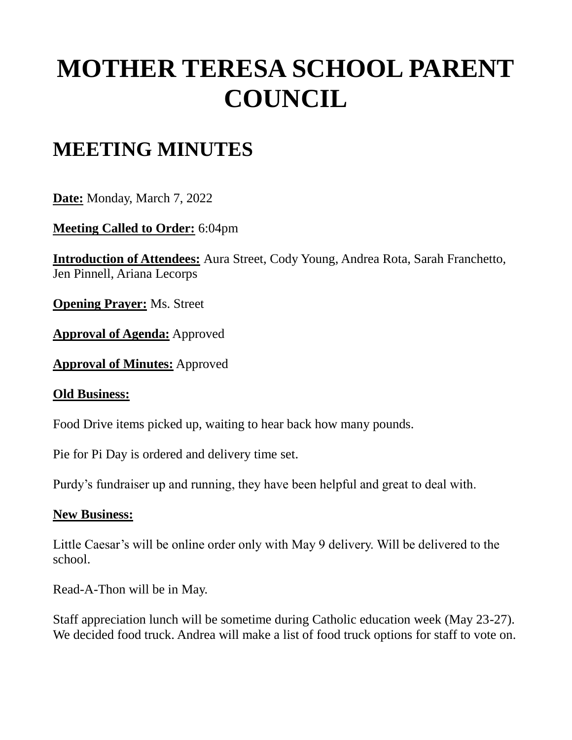# MOTHER TERESA SCHOOL PARENT COUNCIL

## MEETING MINUTES

**Date:** Monday, March 7, 2022

**Meeting Called to Order:** 6:04pm

**Introduction of Attendees:** Aura Street, Cody Young, Andrea Rota, Sarah Franchetto, Jen Pinnell, Ariana Lecorps

**Opening Prayer:** Ms. Street

**Approval of Agenda:** Approved

**Approval of Minutes:** Approved

**Old Business:**

Food Drive items picked up, waiting to hear back how many pounds.

Pie for Pi Day is ordered and delivery time set.

Purdy's fundraiser up and running, they have been helpful and great to deal with.

**New Business:**

Little Caesar's will be online order only with May 9 delivery. Will be delivered to the school.

Read-A-Thon will be in May.

Staff appreciation lunch will be sometime during Catholic education week (May 23-27). We decided food truck. Andrea will make a list of food truck options for staff to vote on.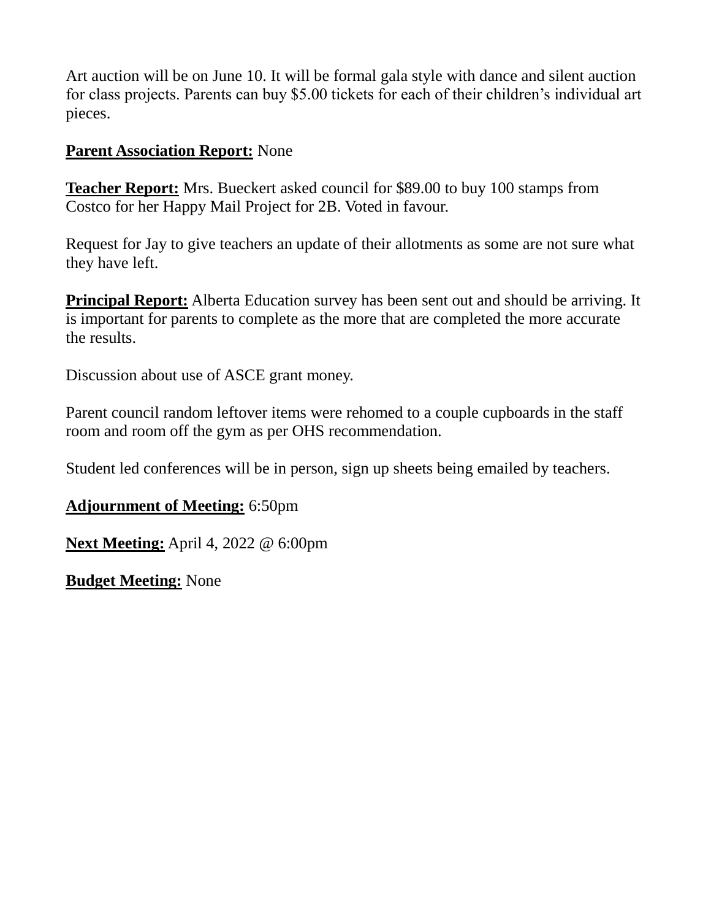Art auction will be on June 10. It will be formal gala style with dance and silent auction for class projects. Parents can buy $5.00 tickets for each of their children's individual art pieces.

**Parent Association Report:** None

**Teacher Report:** Mrs. Bueckert asked council for $89.00 to buy 100 stamps from Costco for her Happy Mail Project for 2B. Voted in favour.

Request for Jay to give teachers an update of their allotments as some are not sure what they have left.

**Principal Report:** Alberta Education survey has been sent out and should be arriving. It is important for parents to complete as the more that are completed the more accurate the results.

Discussion about use of ASCE grant money.

Parent council random leftover items were rehomed to a couple cupboards in the staff room and room off the gym as per OHS recommendation.

Student led conferences will be in person, sign up sheets being emailed by teachers.

**Adjournment of Meeting:** 6:50pm

**Next Meeting:** April 4, 2022 @ 6:00pm

**Budget Meeting:** None